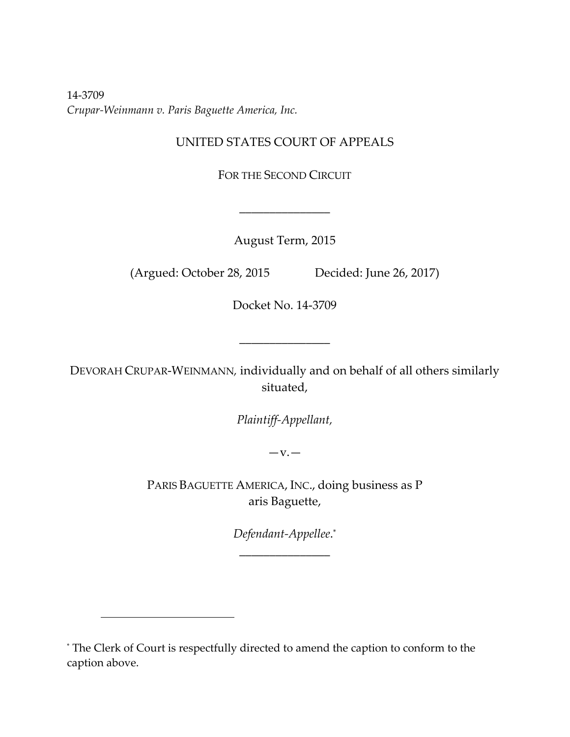14-3709
*Crupar-Weinmann v. Paris Baguette America, Inc.*

UNITED STATES COURT OF APPEALS

FOR THE SECOND CIRCUIT

---

August Term, 2015

(Argued: October 28, 2015 Decided: June 26, 2017)

Docket No. 14-3709

---

DEVORAH CRUPAR-WEINMANN, individually and on behalf of all others similarly situated,

*Plaintiff-Appellant,*

—v.—

PARIS BAGUETTE AMERICA, INC., doing business as P aris Baguette,

*Defendant-Appellee.*[*]

---

[*] The Clerk of Court is respectfully directed to amend the caption to conform to the caption above.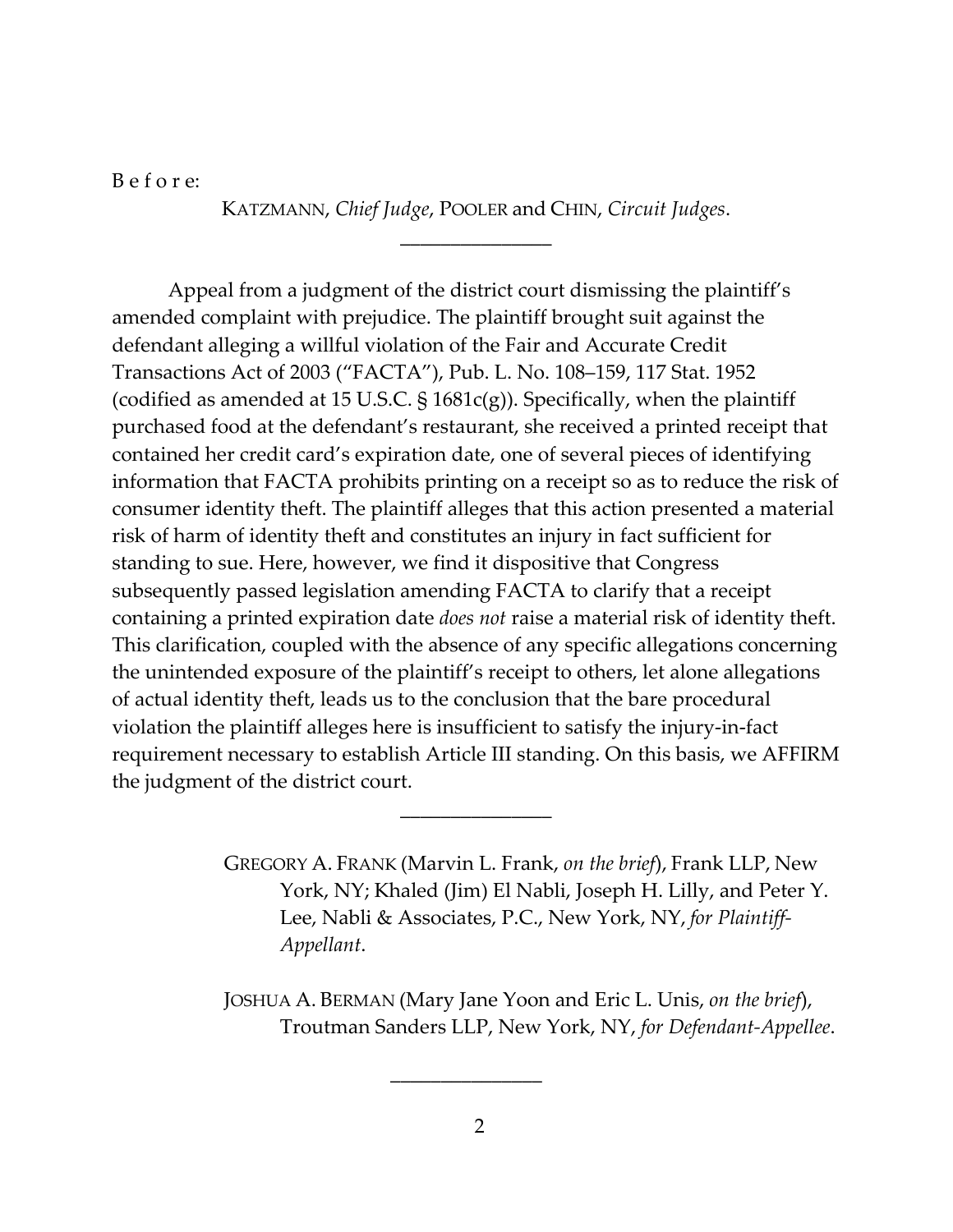B e f o r e:

KATZMANN, *Chief Judge*, POOLER and CHIN, *Circuit Judges*.

\_\_\_\_\_\_\_\_\_\_\_\_\_\_\_\_

Appeal from a judgment of the district court dismissing the plaintiff's amended complaint with prejudice. The plaintiff brought suit against the defendant alleging a willful violation of the Fair and Accurate Credit Transactions Act of 2003 ("FACTA"), Pub. L. No. 108–159, 117 Stat. 1952 (codified as amended at 15 U.S.C. § 1681c(g)). Specifically, when the plaintiff purchased food at the defendant's restaurant, she received a printed receipt that contained her credit card's expiration date, one of several pieces of identifying information that FACTA prohibits printing on a receipt so as to reduce the risk of consumer identity theft. The plaintiff alleges that this action presented a material risk of harm of identity theft and constitutes an injury in fact sufficient for standing to sue. Here, however, we find it dispositive that Congress subsequently passed legislation amending FACTA to clarify that a receipt containing a printed expiration date *does not* raise a material risk of identity theft. This clarification, coupled with the absence of any specific allegations concerning the unintended exposure of the plaintiff's receipt to others, let alone allegations of actual identity theft, leads us to the conclusion that the bare procedural violation the plaintiff alleges here is insufficient to satisfy the injury-in-fact requirement necessary to establish Article III standing. On this basis, we AFFIRM the judgment of the district court.

\_\_\_\_\_\_\_\_\_\_\_\_\_\_\_\_

GREGORY A. FRANK (Marvin L. Frank, *on the brief*), Frank LLP, New York, NY; Khaled (Jim) El Nabli, Joseph H. Lilly, and Peter Y. Lee, Nabli & Associates, P.C., New York, NY, *for Plaintiff-Appellant*.

JOSHUA A. BERMAN (Mary Jane Yoon and Eric L. Unis, *on the brief*), Troutman Sanders LLP, New York, NY, *for Defendant-Appellee*.

\_\_\_\_\_\_\_\_\_\_\_\_\_\_\_\_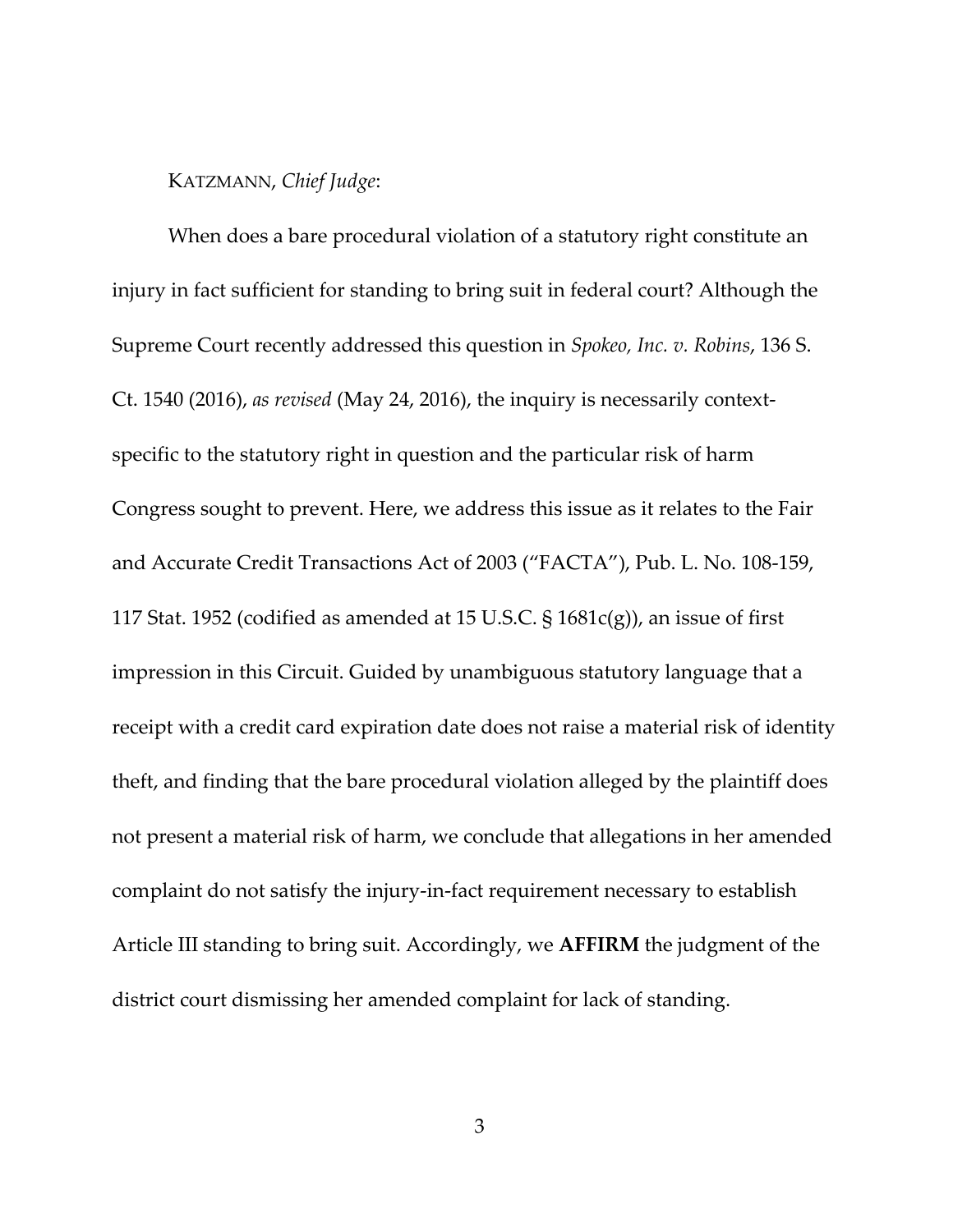KATZMANN, *Chief Judge*:

When does a bare procedural violation of a statutory right constitute an injury in fact sufficient for standing to bring suit in federal court? Although the Supreme Court recently addressed this question in *Spokeo, Inc. v. Robins*, 136 S. Ct. 1540 (2016), *as revised* (May 24, 2016), the inquiry is necessarily context-specific to the statutory right in question and the particular risk of harm Congress sought to prevent. Here, we address this issue as it relates to the Fair and Accurate Credit Transactions Act of 2003 ("FACTA"), Pub. L. No. 108-159, 117 Stat. 1952 (codified as amended at 15 U.S.C. § 1681c(g)), an issue of first impression in this Circuit. Guided by unambiguous statutory language that a receipt with a credit card expiration date does not raise a material risk of identity theft, and finding that the bare procedural violation alleged by the plaintiff does not present a material risk of harm, we conclude that allegations in her amended complaint do not satisfy the injury-in-fact requirement necessary to establish Article III standing to bring suit. Accordingly, we **AFFIRM** the judgment of the district court dismissing her amended complaint for lack of standing.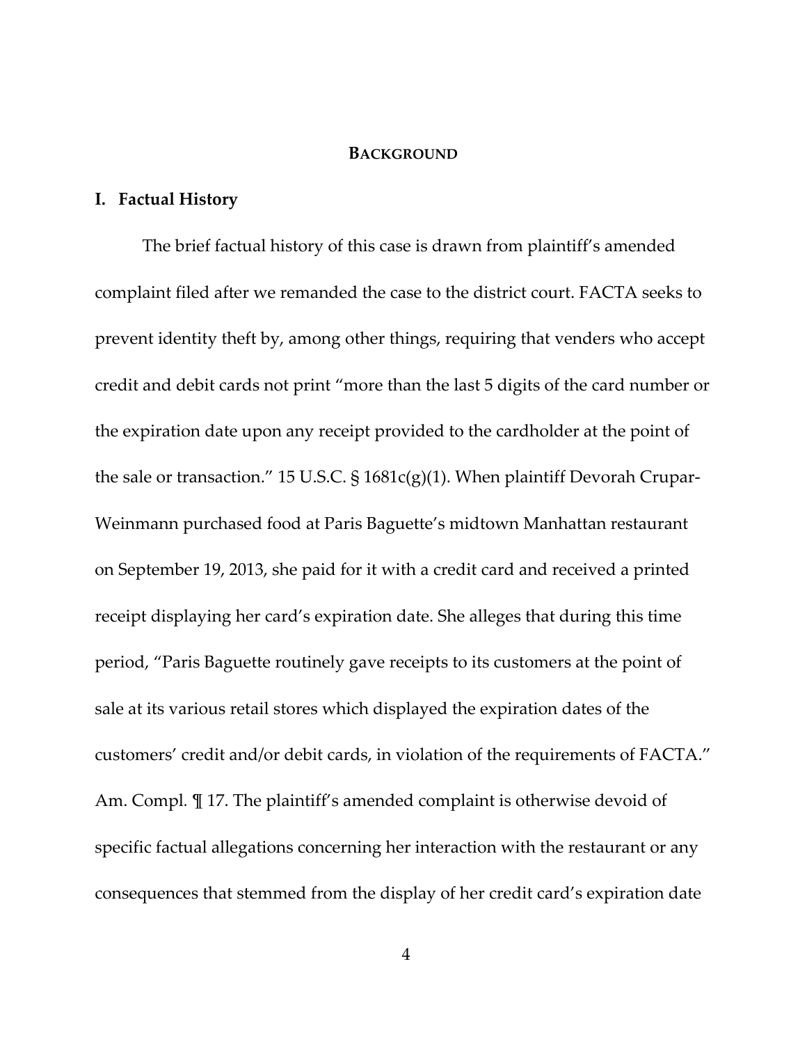## BACKGROUND

### I. Factual History

The brief factual history of this case is drawn from plaintiff's amended complaint filed after we remanded the case to the district court. FACTA seeks to prevent identity theft by, among other things, requiring that venders who accept credit and debit cards not print "more than the last 5 digits of the card number or the expiration date upon any receipt provided to the cardholder at the point of the sale or transaction." 15 U.S.C. § 1681c(g)(1). When plaintiff Devorah Crupar-Weinmann purchased food at Paris Baguette's midtown Manhattan restaurant on September 19, 2013, she paid for it with a credit card and received a printed receipt displaying her card's expiration date. She alleges that during this time period, "Paris Baguette routinely gave receipts to its customers at the point of sale at its various retail stores which displayed the expiration dates of the customers' credit and/or debit cards, in violation of the requirements of FACTA." Am. Compl. ¶ 17. The plaintiff's amended complaint is otherwise devoid of specific factual allegations concerning her interaction with the restaurant or any consequences that stemmed from the display of her credit card's expiration date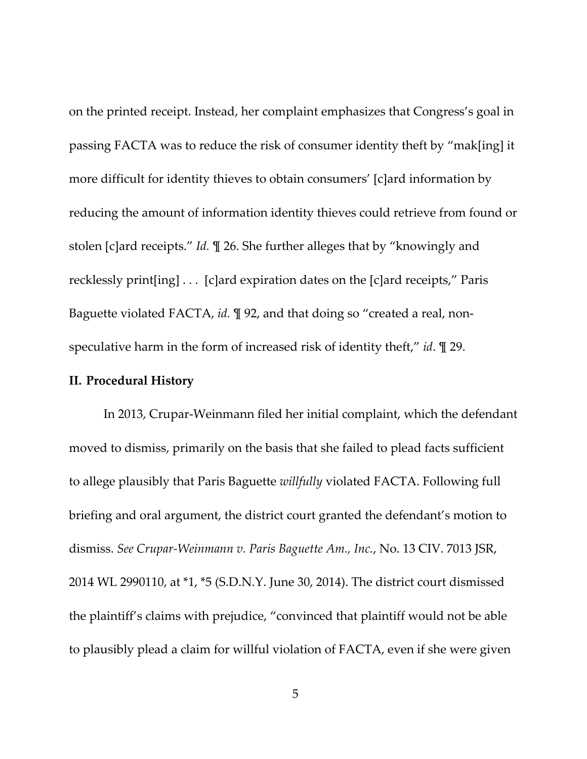on the printed receipt. Instead, her complaint emphasizes that Congress's goal in passing FACTA was to reduce the risk of consumer identity theft by "mak[ing] it more difficult for identity thieves to obtain consumers' [c]ard information by reducing the amount of information identity thieves could retrieve from found or stolen [c]ard receipts." *Id.* ¶ 26. She further alleges that by "knowingly and recklessly print[ing] . . . [c]ard expiration dates on the [c]ard receipts," Paris Baguette violated FACTA, *id.* ¶ 92, and that doing so "created a real, non-speculative harm in the form of increased risk of identity theft," *id*. ¶ 29.

## II. Procedural History

In 2013, Crupar-Weinmann filed her initial complaint, which the defendant moved to dismiss, primarily on the basis that she failed to plead facts sufficient to allege plausibly that Paris Baguette *willfully* violated FACTA. Following full briefing and oral argument, the district court granted the defendant's motion to dismiss. *See Crupar-Weinmann v. Paris Baguette Am., Inc.*, No. 13 CIV. 7013 JSR, 2014 WL 2990110, at *1, *5 (S.D.N.Y. June 30, 2014). The district court dismissed the plaintiff's claims with prejudice, "convinced that plaintiff would not be able to plausibly plead a claim for willful violation of FACTA, even if she were given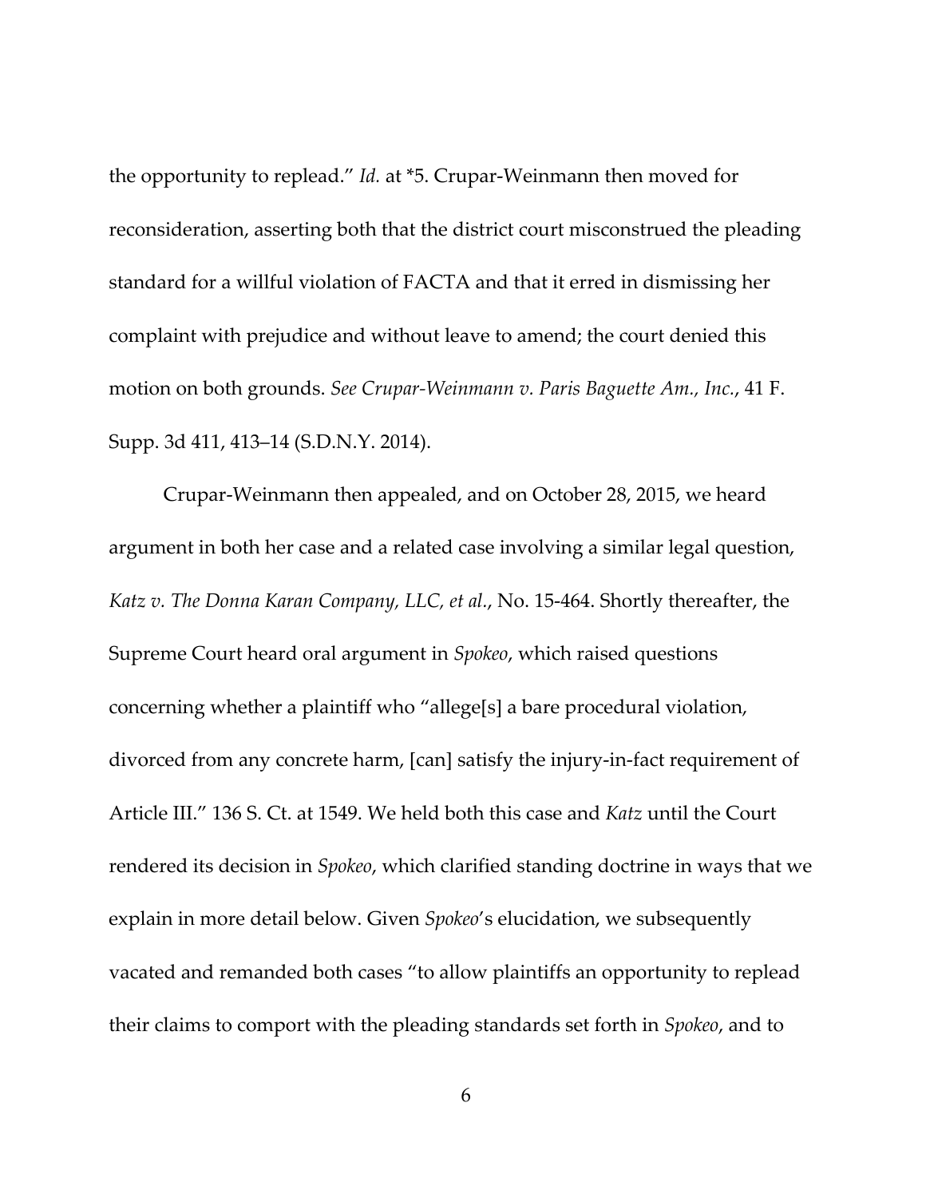the opportunity to replead." *Id.* at *5. Crupar-Weinmann then moved for reconsideration, asserting both that the district court misconstrued the pleading standard for a willful violation of FACTA and that it erred in dismissing her complaint with prejudice and without leave to amend; the court denied this motion on both grounds. *See Crupar-Weinmann v. Paris Baguette Am., Inc.*, 41 F. Supp. 3d 411, 413–14 (S.D.N.Y. 2014).

Crupar-Weinmann then appealed, and on October 28, 2015, we heard argument in both her case and a related case involving a similar legal question, *Katz v. The Donna Karan Company, LLC, et al.*, No. 15-464. Shortly thereafter, the Supreme Court heard oral argument in *Spokeo*, which raised questions concerning whether a plaintiff who "allege[s] a bare procedural violation, divorced from any concrete harm, [can] satisfy the injury-in-fact requirement of Article III." 136 S. Ct. at 1549. We held both this case and *Katz* until the Court rendered its decision in *Spokeo*, which clarified standing doctrine in ways that we explain in more detail below. Given *Spokeo*'s elucidation, we subsequently vacated and remanded both cases "to allow plaintiffs an opportunity to replead their claims to comport with the pleading standards set forth in *Spokeo*, and to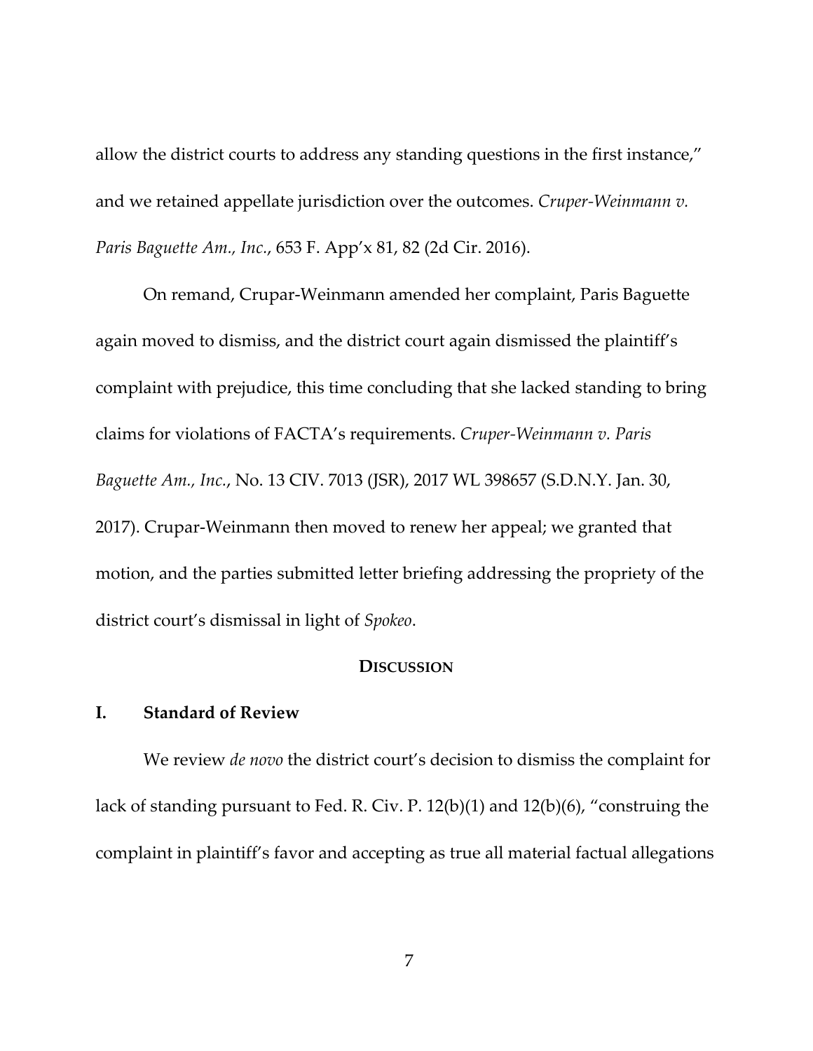allow the district courts to address any standing questions in the first instance," and we retained appellate jurisdiction over the outcomes. *Cruper-Weinmann v. Paris Baguette Am., Inc.*, 653 F. App'x 81, 82 (2d Cir. 2016).

On remand, Crupar-Weinmann amended her complaint, Paris Baguette again moved to dismiss, and the district court again dismissed the plaintiff's complaint with prejudice, this time concluding that she lacked standing to bring claims for violations of FACTA's requirements. *Cruper-Weinmann v. Paris Baguette Am., Inc.*, No. 13 CIV. 7013 (JSR), 2017 WL 398657 (S.D.N.Y. Jan. 30, 2017). Crupar-Weinmann then moved to renew her appeal; we granted that motion, and the parties submitted letter briefing addressing the propriety of the district court's dismissal in light of *Spokeo*.

## DISCUSSION

### I. Standard of Review

We review *de novo* the district court's decision to dismiss the complaint for lack of standing pursuant to Fed. R. Civ. P. 12(b)(1) and 12(b)(6), "construing the complaint in plaintiff's favor and accepting as true all material factual allegations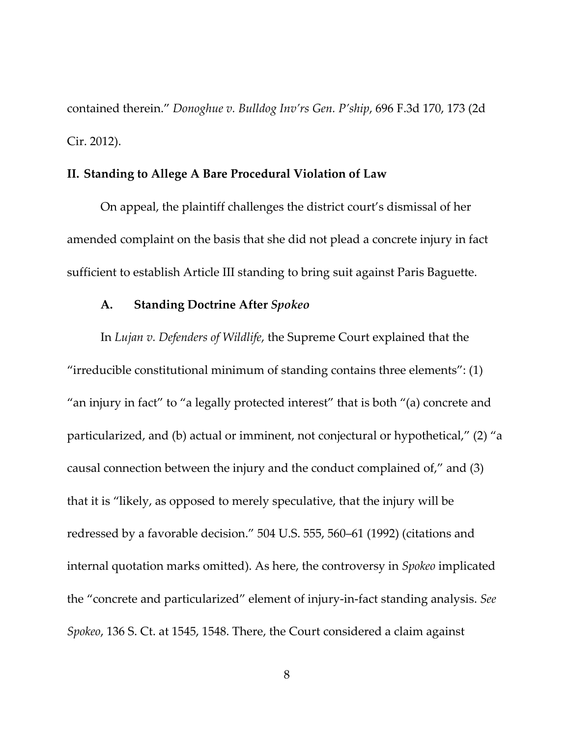contained therein." *Donoghue v. Bulldog Inv'rs Gen. P'ship*, 696 F.3d 170, 173 (2d Cir. 2012).

## II. Standing to Allege A Bare Procedural Violation of Law

On appeal, the plaintiff challenges the district court's dismissal of her amended complaint on the basis that she did not plead a concrete injury in fact sufficient to establish Article III standing to bring suit against Paris Baguette.

### A. Standing Doctrine After *Spokeo*

In *Lujan v. Defenders of Wildlife*, the Supreme Court explained that the "irreducible constitutional minimum of standing contains three elements": (1) "an injury in fact" to "a legally protected interest" that is both "(a) concrete and particularized, and (b) actual or imminent, not conjectural or hypothetical," (2) "a causal connection between the injury and the conduct complained of," and (3) that it is "likely, as opposed to merely speculative, that the injury will be redressed by a favorable decision." 504 U.S. 555, 560–61 (1992) (citations and internal quotation marks omitted). As here, the controversy in *Spokeo* implicated the "concrete and particularized" element of injury-in-fact standing analysis. *See Spokeo*, 136 S. Ct. at 1545, 1548. There, the Court considered a claim against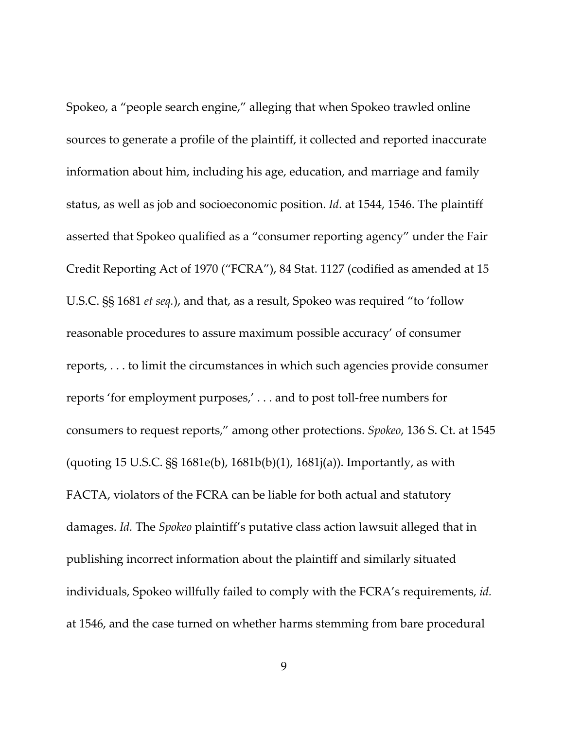Spokeo, a "people search engine," alleging that when Spokeo trawled online sources to generate a profile of the plaintiff, it collected and reported inaccurate information about him, including his age, education, and marriage and family status, as well as job and socioeconomic position. *Id*. at 1544, 1546. The plaintiff asserted that Spokeo qualified as a "consumer reporting agency" under the Fair Credit Reporting Act of 1970 ("FCRA"), 84 Stat. 1127 (codified as amended at 15 U.S.C. §§ 1681 *et seq.*), and that, as a result, Spokeo was required "to 'follow reasonable procedures to assure maximum possible accuracy' of consumer reports, . . . to limit the circumstances in which such agencies provide consumer reports 'for employment purposes,' . . . and to post toll-free numbers for consumers to request reports," among other protections. *Spokeo*, 136 S. Ct. at 1545 (quoting 15 U.S.C. §§ 1681e(b), 1681b(b)(1), 1681j(a)). Importantly, as with FACTA, violators of the FCRA can be liable for both actual and statutory damages. *Id.* The *Spokeo* plaintiff's putative class action lawsuit alleged that in publishing incorrect information about the plaintiff and similarly situated individuals, Spokeo willfully failed to comply with the FCRA's requirements, *id.* at 1546, and the case turned on whether harms stemming from bare procedural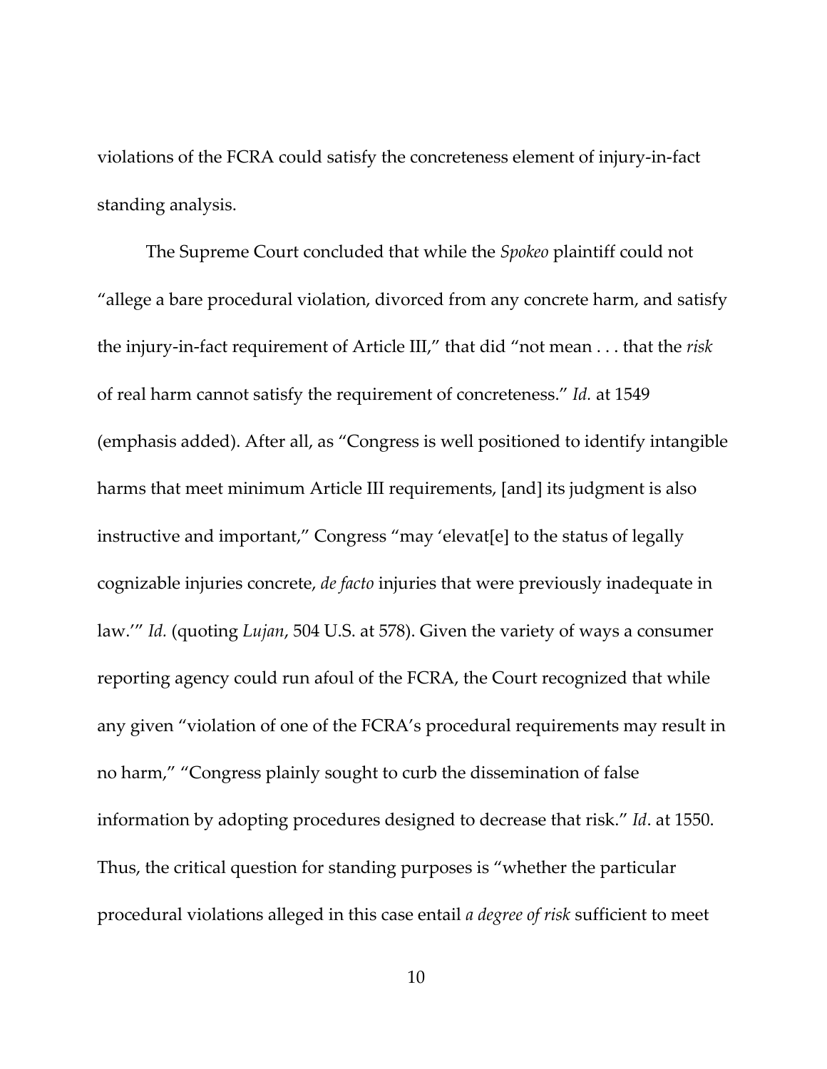violations of the FCRA could satisfy the concreteness element of injury-in-fact standing analysis.

The Supreme Court concluded that while the *Spokeo* plaintiff could not "allege a bare procedural violation, divorced from any concrete harm, and satisfy the injury-in-fact requirement of Article III," that did "not mean . . . that the *risk* of real harm cannot satisfy the requirement of concreteness." *Id.* at 1549 (emphasis added). After all, as "Congress is well positioned to identify intangible harms that meet minimum Article III requirements, [and] its judgment is also instructive and important," Congress "may 'elevat[e] to the status of legally cognizable injuries concrete, *de facto* injuries that were previously inadequate in law.'" *Id.* (quoting *Lujan*, 504 U.S. at 578). Given the variety of ways a consumer reporting agency could run afoul of the FCRA, the Court recognized that while any given "violation of one of the FCRA's procedural requirements may result in no harm," "Congress plainly sought to curb the dissemination of false information by adopting procedures designed to decrease that risk." *Id*. at 1550. Thus, the critical question for standing purposes is "whether the particular procedural violations alleged in this case entail *a degree of risk* sufficient to meet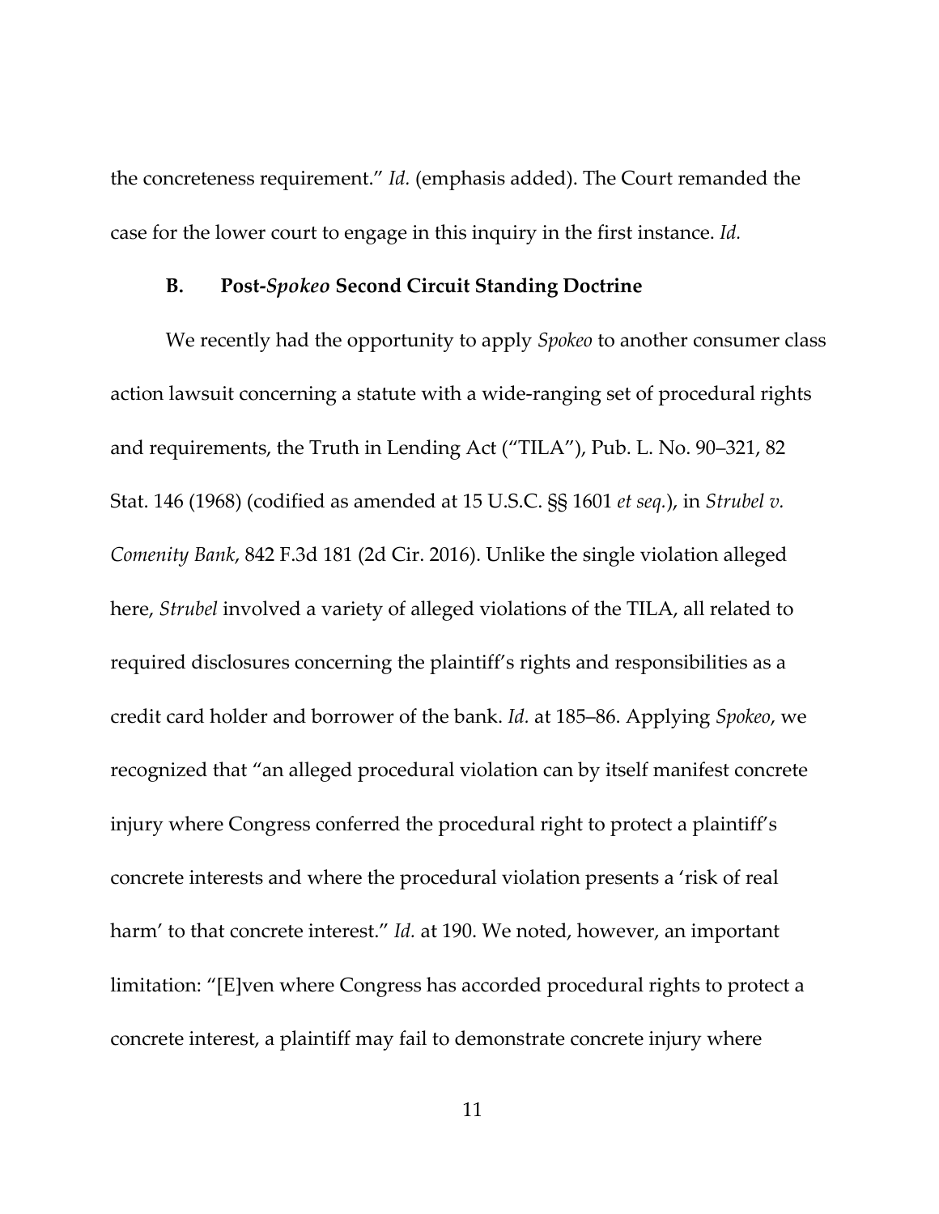the concreteness requirement." *Id.* (emphasis added). The Court remanded the case for the lower court to engage in this inquiry in the first instance. *Id.*

### B. Post-*Spokeo* Second Circuit Standing Doctrine

We recently had the opportunity to apply *Spokeo* to another consumer class action lawsuit concerning a statute with a wide-ranging set of procedural rights and requirements, the Truth in Lending Act ("TILA"), Pub. L. No. 90–321, 82 Stat. 146 (1968) (codified as amended at 15 U.S.C. §§ 1601 *et seq.*), in *Strubel v. Comenity Bank*, 842 F.3d 181 (2d Cir. 2016). Unlike the single violation alleged here, *Strubel* involved a variety of alleged violations of the TILA, all related to required disclosures concerning the plaintiff's rights and responsibilities as a credit card holder and borrower of the bank. *Id.* at 185–86. Applying *Spokeo*, we recognized that "an alleged procedural violation can by itself manifest concrete injury where Congress conferred the procedural right to protect a plaintiff's concrete interests and where the procedural violation presents a 'risk of real harm' to that concrete interest." *Id.* at 190. We noted, however, an important limitation: "[E]ven where Congress has accorded procedural rights to protect a concrete interest, a plaintiff may fail to demonstrate concrete injury where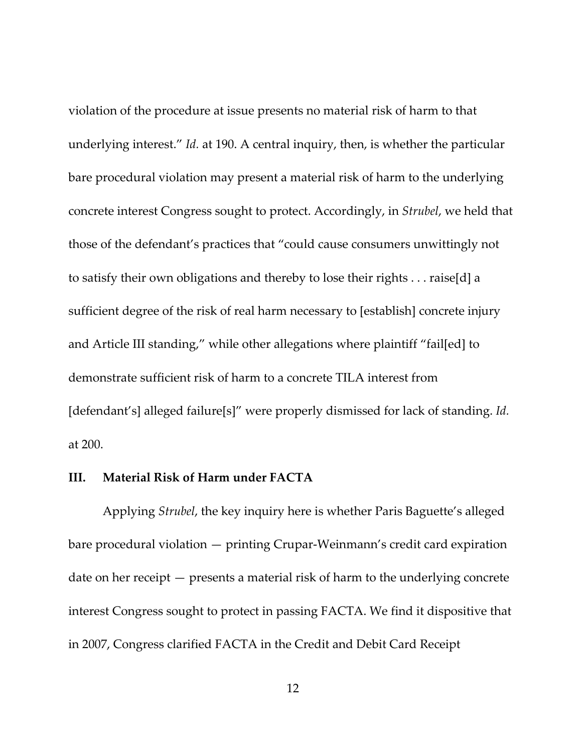violation of the procedure at issue presents no material risk of harm to that underlying interest." *Id.* at 190. A central inquiry, then, is whether the particular bare procedural violation may present a material risk of harm to the underlying concrete interest Congress sought to protect. Accordingly, in *Strubel*, we held that those of the defendant's practices that "could cause consumers unwittingly not to satisfy their own obligations and thereby to lose their rights . . . raise[d] a sufficient degree of the risk of real harm necessary to [establish] concrete injury and Article III standing," while other allegations where plaintiff "fail[ed] to demonstrate sufficient risk of harm to a concrete TILA interest from [defendant's] alleged failure[s]" were properly dismissed for lack of standing. *Id.* at 200.

## III. Material Risk of Harm under FACTA

Applying *Strubel*, the key inquiry here is whether Paris Baguette's alleged bare procedural violation — printing Crupar-Weinmann's credit card expiration date on her receipt — presents a material risk of harm to the underlying concrete interest Congress sought to protect in passing FACTA. We find it dispositive that in 2007, Congress clarified FACTA in the Credit and Debit Card Receipt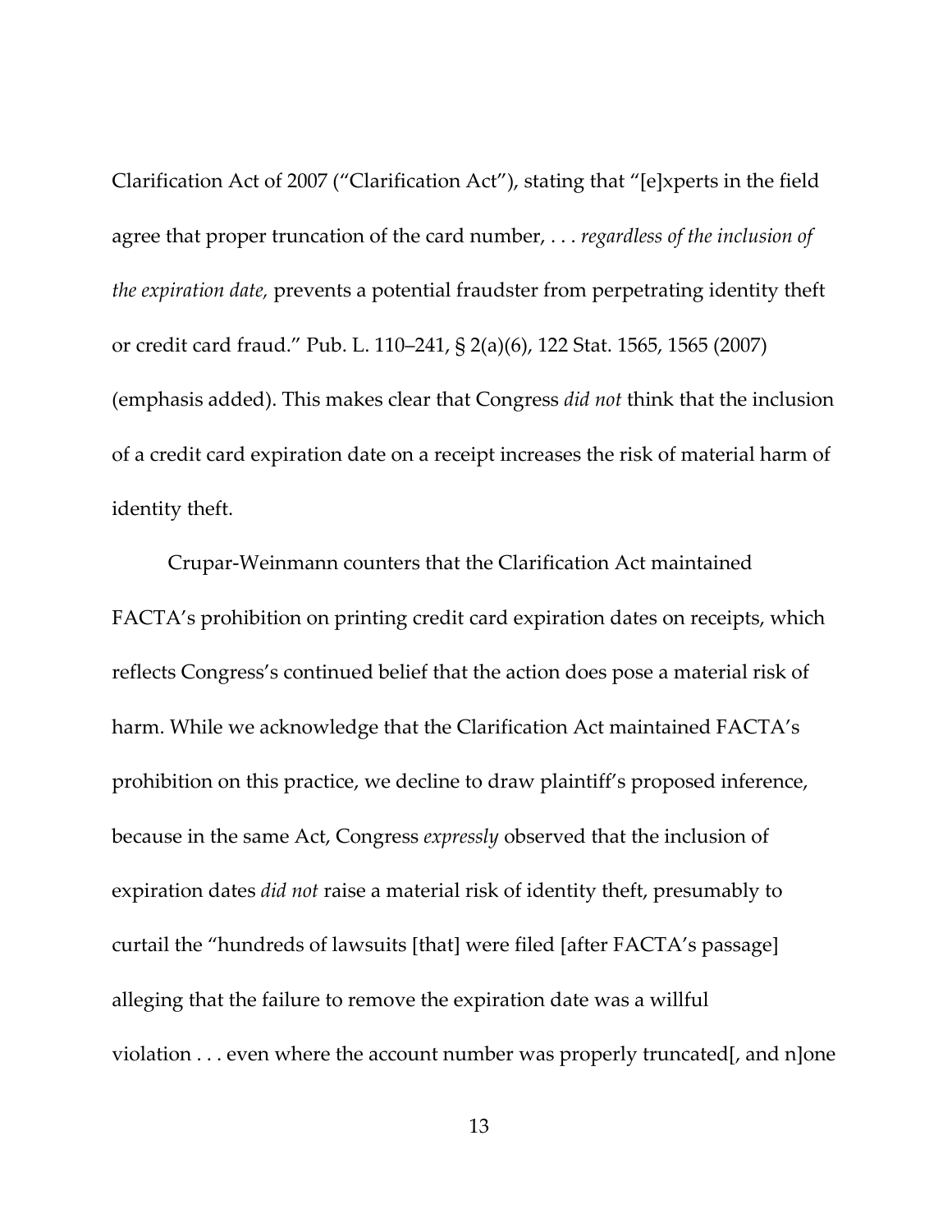Clarification Act of 2007 ("Clarification Act"), stating that "[e]xperts in the field agree that proper truncation of the card number, . . . *regardless of the inclusion of the expiration date,* prevents a potential fraudster from perpetrating identity theft or credit card fraud." Pub. L. 110–241, § 2(a)(6), 122 Stat. 1565, 1565 (2007) (emphasis added). This makes clear that Congress *did not* think that the inclusion of a credit card expiration date on a receipt increases the risk of material harm of identity theft.

Crupar-Weinmann counters that the Clarification Act maintained FACTA's prohibition on printing credit card expiration dates on receipts, which reflects Congress's continued belief that the action does pose a material risk of harm. While we acknowledge that the Clarification Act maintained FACTA's prohibition on this practice, we decline to draw plaintiff's proposed inference, because in the same Act, Congress *expressly* observed that the inclusion of expiration dates *did not* raise a material risk of identity theft, presumably to curtail the "hundreds of lawsuits [that] were filed [after FACTA's passage] alleging that the failure to remove the expiration date was a willful violation . . . even where the account number was properly truncated[, and n]one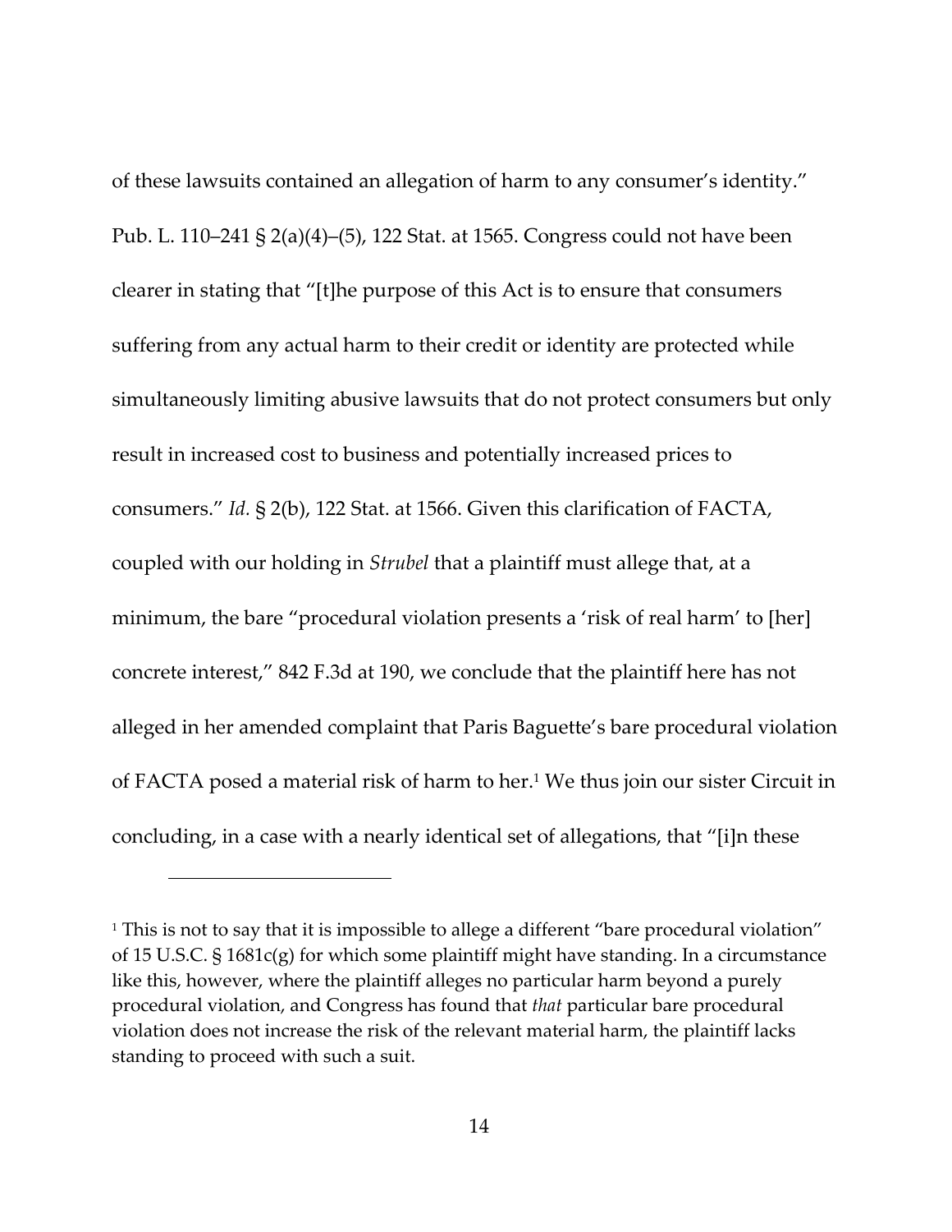of these lawsuits contained an allegation of harm to any consumer's identity." Pub. L. 110–241 § 2(a)(4)–(5), 122 Stat. at 1565. Congress could not have been clearer in stating that "[t]he purpose of this Act is to ensure that consumers suffering from any actual harm to their credit or identity are protected while simultaneously limiting abusive lawsuits that do not protect consumers but only result in increased cost to business and potentially increased prices to consumers." *Id.* § 2(b), 122 Stat. at 1566. Given this clarification of FACTA, coupled with our holding in *Strubel* that a plaintiff must allege that, at a minimum, the bare "procedural violation presents a 'risk of real harm' to [her] concrete interest," 842 F.3d at 190, we conclude that the plaintiff here has not alleged in her amended complaint that Paris Baguette's bare procedural violation of FACTA posed a material risk of harm to her.[1] We thus join our sister Circuit in concluding, in a case with a nearly identical set of allegations, that "[i]n these

---

[1] This is not to say that it is impossible to allege a different "bare procedural violation" of 15 U.S.C. § 1681c(g) for which some plaintiff might have standing. In a circumstance like this, however, where the plaintiff alleges no particular harm beyond a purely procedural violation, and Congress has found that *that* particular bare procedural violation does not increase the risk of the relevant material harm, the plaintiff lacks standing to proceed with such a suit.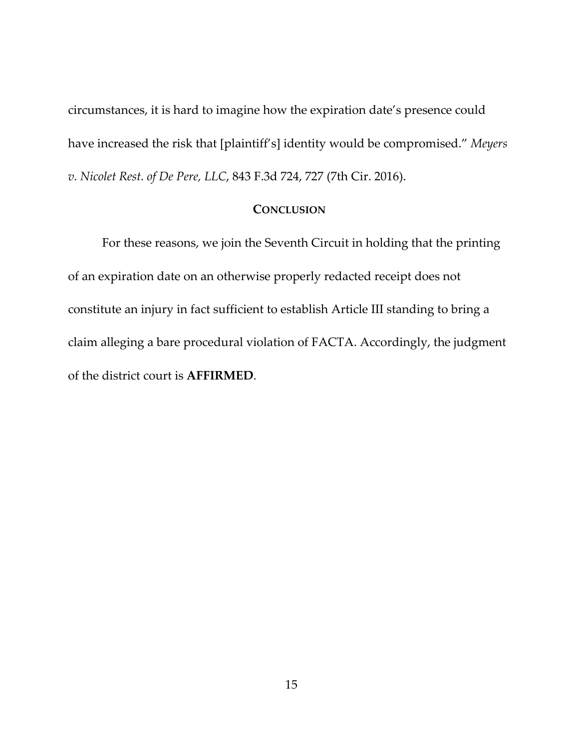circumstances, it is hard to imagine how the expiration date's presence could have increased the risk that [plaintiff's] identity would be compromised." *Meyers v. Nicolet Rest. of De Pere, LLC*, 843 F.3d 724, 727 (7th Cir. 2016).

## CONCLUSION

For these reasons, we join the Seventh Circuit in holding that the printing of an expiration date on an otherwise properly redacted receipt does not constitute an injury in fact sufficient to establish Article III standing to bring a claim alleging a bare procedural violation of FACTA. Accordingly, the judgment of the district court is **AFFIRMED**.